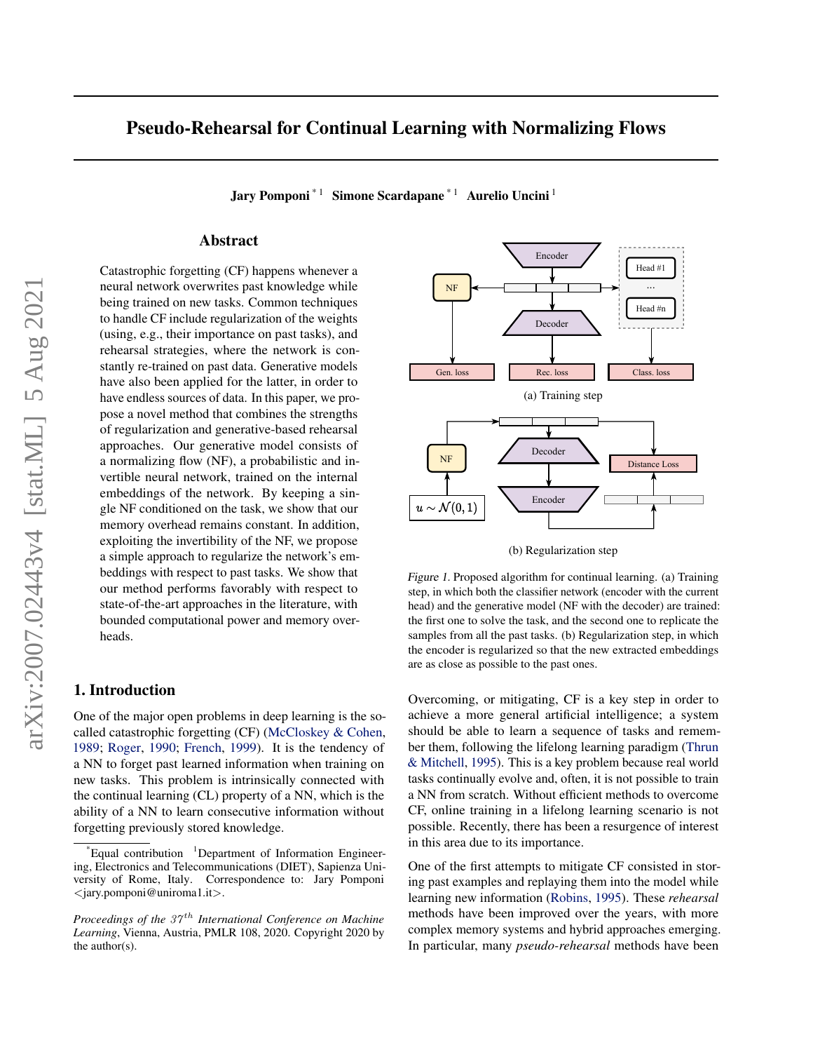# Pseudo-Rehearsal for Continual Learning with Normalizing Flows

**Jary Pomponi** [*1] **Simone Scardapane** [*1] **Aurelio Uncini** [1]

## Abstract

Catastrophic forgetting (CF) happens whenever a neural network overwrites past knowledge while being trained on new tasks. Common techniques to handle CF include regularization of the weights (using, e.g., their importance on past tasks), and rehearsal strategies, where the network is constantly re-trained on past data. Generative models have also been applied for the latter, in order to have endless sources of data. In this paper, we propose a novel method that combines the strengths of regularization and generative-based rehearsal approaches. Our generative model consists of a normalizing flow (NF), a probabilistic and invertible neural network, trained on the internal embeddings of the network. By keeping a single NF conditioned on the task, we show that our memory overhead remains constant. In addition, exploiting the invertibility of the NF, we propose a simple approach to regularize the network's embeddings with respect to past tasks. We show that our method performs favorably with respect to state-of-the-art approaches in the literature, with bounded computational power and memory overheads.

(a) Training step

(b) Regularization step

*Figure 1.* Proposed algorithm for continual learning. (a) Training step, in which both the classifier network (encoder with the current head) and the generative model (NF with the decoder) are trained: the first one to solve the task, and the second one to replicate the samples from all the past tasks. (b) Regularization step, in which the encoder is regularized so that the new extracted embeddings are as close as possible to the past ones.

## 1. Introduction

One of the major open problems in deep learning is the so-called catastrophic forgetting (CF) (McCloskey & Cohen, 1989; Roger, 1990; French, 1999). It is the tendency of a NN to forget past learned information when training on new tasks. This problem is intrinsically connected with the continual learning (CL) property of a NN, which is the ability of a NN to learn consecutive information without forgetting previously stored knowledge.

Overcoming, or mitigating, CF is a key step in order to achieve a more general artificial intelligence; a system should be able to learn a sequence of tasks and remember them, following the lifelong learning paradigm (Thrun & Mitchell, 1995). This is a key problem because real world tasks continually evolve and, often, it is not possible to train a NN from scratch. Without efficient methods to overcome CF, online training in a lifelong learning scenario is not possible. Recently, there has been a resurgence of interest in this area due to its importance.

One of the first attempts to mitigate CF consisted in storing past examples and replaying them into the model while learning new information (Robins, 1995). These *rehearsal* methods have been improved over the years, with more complex memory systems and hybrid approaches emerging. In particular, many *pseudo-rehearsal* methods have been

[*]Equal contribution [1]Department of Information Engineering, Electronics and Telecommunications (DIET), Sapienza University of Rome, Italy. Correspondence to: Jary Pomponi <jary.pomponi@uniroma1.it>.

*Proceedings of the $37^{th}$ International Conference on Machine Learning*, Vienna, Austria, PMLR 108, 2020. Copyright 2020 by the author(s).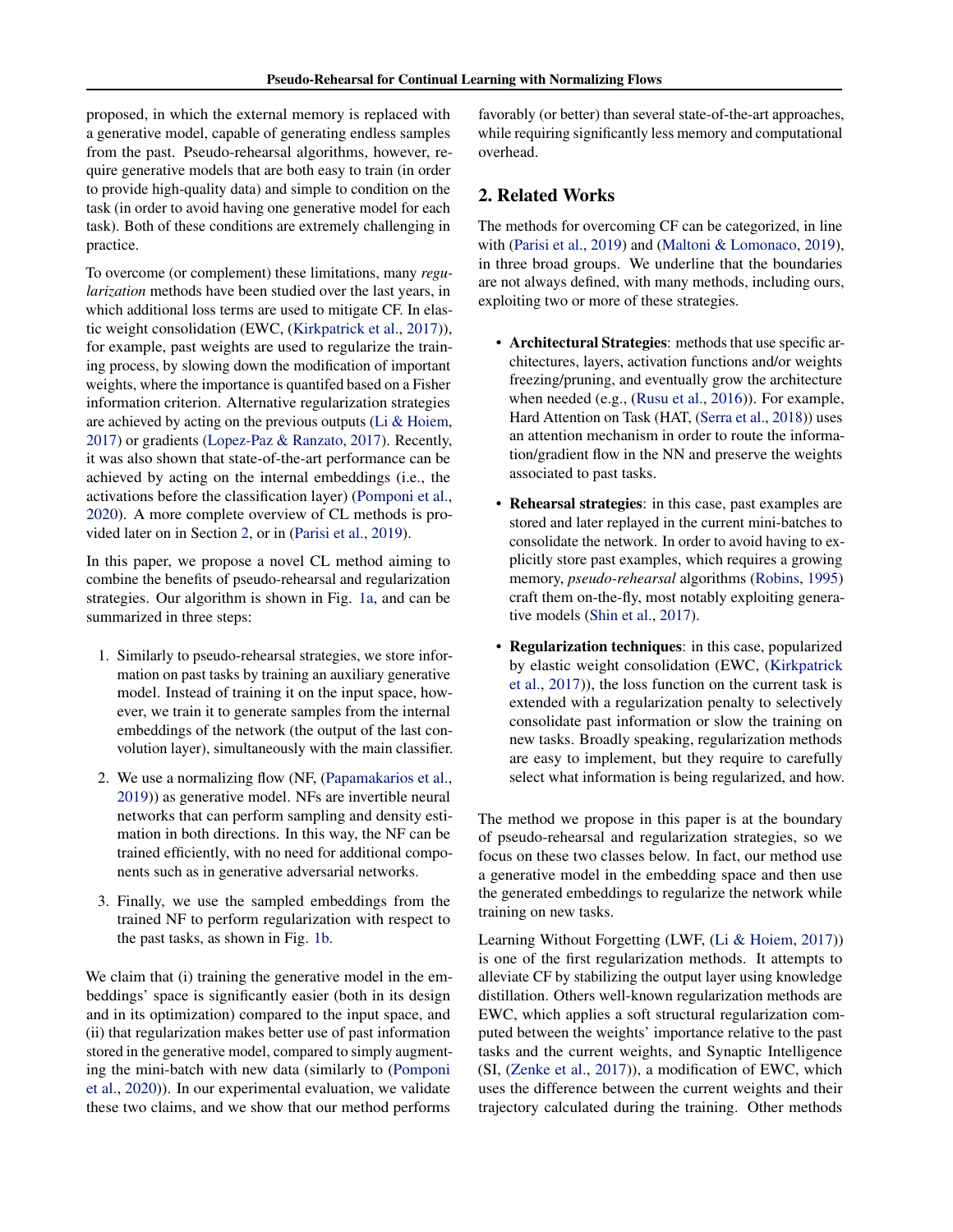proposed, in which the external memory is replaced with a generative model, capable of generating endless samples from the past. Pseudo-rehearsal algorithms, however, require generative models that are both easy to train (in order to provide high-quality data) and simple to condition on the task (in order to avoid having one generative model for each task). Both of these conditions are extremely challenging in practice.

To overcome (or complement) these limitations, many *regularization* methods have been studied over the last years, in which additional loss terms are used to mitigate CF. In elastic weight consolidation (EWC, (Kirkpatrick et al., 2017)), for example, past weights are used to regularize the training process, by slowing down the modification of important weights, where the importance is quantifed based on a Fisher information criterion. Alternative regularization strategies are achieved by acting on the previous outputs (Li & Hoiem, 2017) or gradients (Lopez-Paz & Ranzato, 2017). Recently, it was also shown that state-of-the-art performance can be achieved by acting on the internal embeddings (i.e., the activations before the classification layer) (Pomponi et al., 2020). A more complete overview of CL methods is provided later on in Section 2, or in (Parisi et al., 2019).

In this paper, we propose a novel CL method aiming to combine the benefits of pseudo-rehearsal and regularization strategies. Our algorithm is shown in Fig. 1a, and can be summarized in three steps:

1. Similarly to pseudo-rehearsal strategies, we store information on past tasks by training an auxiliary generative model. Instead of training it on the input space, however, we train it to generate samples from the internal embeddings of the network (the output of the last convolution layer), simultaneously with the main classifier.
2. We use a normalizing flow (NF, (Papamakarios et al., 2019)) as generative model. NFs are invertible neural networks that can perform sampling and density estimation in both directions. In this way, the NF can be trained efficiently, with no need for additional components such as in generative adversarial networks.
3. Finally, we use the sampled embeddings from the trained NF to perform regularization with respect to the past tasks, as shown in Fig. 1b.

We claim that (i) training the generative model in the embeddings' space is significantly easier (both in its design and in its optimization) compared to the input space, and (ii) that regularization makes better use of past information stored in the generative model, compared to simply augmenting the mini-batch with new data (similarly to (Pomponi et al., 2020)). In our experimental evaluation, we validate these two claims, and we show that our method performs favorably (or better) than several state-of-the-art approaches, while requiring significantly less memory and computational overhead.

## 2. Related Works

The methods for overcoming CF can be categorized, in line with (Parisi et al., 2019) and (Maltoni & Lomonaco, 2019), in three broad groups. We underline that the boundaries are not always defined, with many methods, including ours, exploiting two or more of these strategies.

- **Architectural Strategies**: methods that use specific architectures, layers, activation functions and/or weights freezing/pruning, and eventually grow the architecture when needed (e.g., (Rusu et al., 2016)). For example, Hard Attention on Task (HAT, (Serra et al., 2018)) uses an attention mechanism in order to route the information/gradient flow in the NN and preserve the weights associated to past tasks.
- **Rehearsal strategies**: in this case, past examples are stored and later replayed in the current mini-batches to consolidate the network. In order to avoid having to explicitly store past examples, which requires a growing memory, *pseudo-rehearsal* algorithms (Robins, 1995) craft them on-the-fly, most notably exploiting generative models (Shin et al., 2017).
- **Regularization techniques**: in this case, popularized by elastic weight consolidation (EWC, (Kirkpatrick et al., 2017)), the loss function on the current task is extended with a regularization penalty to selectively consolidate past information or slow the training on new tasks. Broadly speaking, regularization methods are easy to implement, but they require to carefully select what information is being regularized, and how.

The method we propose in this paper is at the boundary of pseudo-rehearsal and regularization strategies, so we focus on these two classes below. In fact, our method use a generative model in the embedding space and then use the generated embeddings to regularize the network while training on new tasks.

Learning Without Forgetting (LWF, (Li & Hoiem, 2017)) is one of the first regularization methods. It attempts to alleviate CF by stabilizing the output layer using knowledge distillation. Others well-known regularization methods are EWC, which applies a soft structural regularization computed between the weights' importance relative to the past tasks and the current weights, and Synaptic Intelligence (SI, (Zenke et al., 2017)), a modification of EWC, which uses the difference between the current weights and their trajectory calculated during the training. Other methods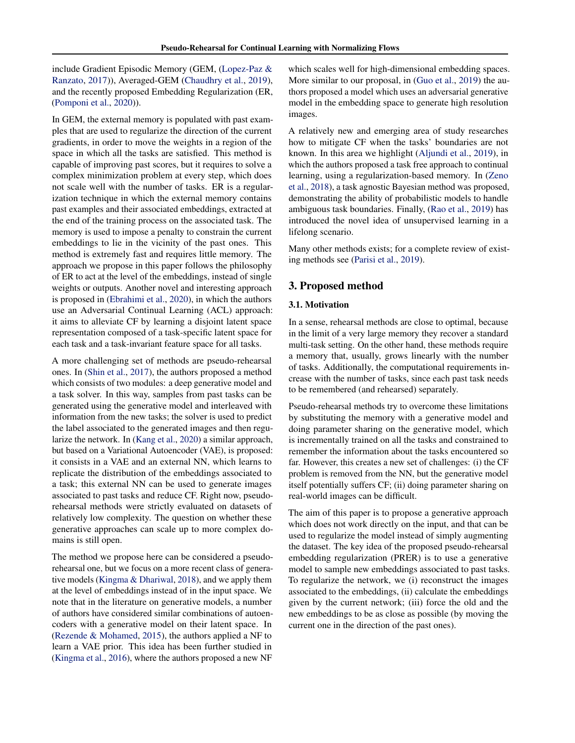include Gradient Episodic Memory (GEM, (Lopez-Paz & Ranzato, 2017)), Averaged-GEM (Chaudhry et al., 2019), and the recently proposed Embedding Regularization (ER, (Pomponi et al., 2020)).

In GEM, the external memory is populated with past examples that are used to regularize the direction of the current gradients, in order to move the weights in a region of the space in which all the tasks are satisfied. This method is capable of improving past scores, but it requires to solve a complex minimization problem at every step, which does not scale well with the number of tasks. ER is a regularization technique in which the external memory contains past examples and their associated embeddings, extracted at the end of the training process on the associated task. The memory is used to impose a penalty to constrain the current embeddings to lie in the vicinity of the past ones. This method is extremely fast and requires little memory. The approach we propose in this paper follows the philosophy of ER to act at the level of the embeddings, instead of single weights or outputs. Another novel and interesting approach is proposed in (Ebrahimi et al., 2020), in which the authors use an Adversarial Continual Learning (ACL) approach: it aims to alleviate CF by learning a disjoint latent space representation composed of a task-specific latent space for each task and a task-invariant feature space for all tasks.

A more challenging set of methods are pseudo-rehearsal ones. In (Shin et al., 2017), the authors proposed a method which consists of two modules: a deep generative model and a task solver. In this way, samples from past tasks can be generated using the generative model and interleaved with information from the new tasks; the solver is used to predict the label associated to the generated images and then regularize the network. In (Kang et al., 2020) a similar approach, but based on a Variational Autoencoder (VAE), is proposed: it consists in a VAE and an external NN, which learns to replicate the distribution of the embeddings associated to a task; this external NN can be used to generate images associated to past tasks and reduce CF. Right now, pseudo-rehearsal methods were strictly evaluated on datasets of relatively low complexity. The question on whether these generative approaches can scale up to more complex domains is still open.

The method we propose here can be considered a pseudo-rehearsal one, but we focus on a more recent class of generative models (Kingma & Dhariwal, 2018), and we apply them at the level of embeddings instead of in the input space. We note that in the literature on generative models, a number of authors have considered similar combinations of autoencoders with a generative model on their latent space. In (Rezende & Mohamed, 2015), the authors applied a NF to learn a VAE prior. This idea has been further studied in (Kingma et al., 2016), where the authors proposed a new NF which scales well for high-dimensional embedding spaces. More similar to our proposal, in (Guo et al., 2019) the authors proposed a model which uses an adversarial generative model in the embedding space to generate high resolution images.

A relatively new and emerging area of study researches how to mitigate CF when the tasks' boundaries are not known. In this area we highlight (Aljundi et al., 2019), in which the authors proposed a task free approach to continual learning, using a regularization-based memory. In (Zeno et al., 2018), a task agnostic Bayesian method was proposed, demonstrating the ability of probabilistic models to handle ambiguous task boundaries. Finally, (Rao et al., 2019) has introduced the novel idea of unsupervised learning in a lifelong scenario.

Many other methods exists; for a complete review of existing methods see (Parisi et al., 2019).

## 3. Proposed method

### 3.1. Motivation

In a sense, rehearsal methods are close to optimal, because in the limit of a very large memory they recover a standard multi-task setting. On the other hand, these methods require a memory that, usually, grows linearly with the number of tasks. Additionally, the computational requirements increase with the number of tasks, since each past task needs to be remembered (and rehearsed) separately.

Pseudo-rehearsal methods try to overcome these limitations by substituting the memory with a generative model and doing parameter sharing on the generative model, which is incrementally trained on all the tasks and constrained to remember the information about the tasks encountered so far. However, this creates a new set of challenges: (i) the CF problem is removed from the NN, but the generative model itself potentially suffers CF; (ii) doing parameter sharing on real-world images can be difficult.

The aim of this paper is to propose a generative approach which does not work directly on the input, and that can be used to regularize the model instead of simply augmenting the dataset. The key idea of the proposed pseudo-rehearsal embedding regularization (PRER) is to use a generative model to sample new embeddings associated to past tasks. To regularize the network, we (i) reconstruct the images associated to the embeddings, (ii) calculate the embeddings given by the current network; (iii) force the old and the new embeddings to be as close as possible (by moving the current one in the direction of the past ones).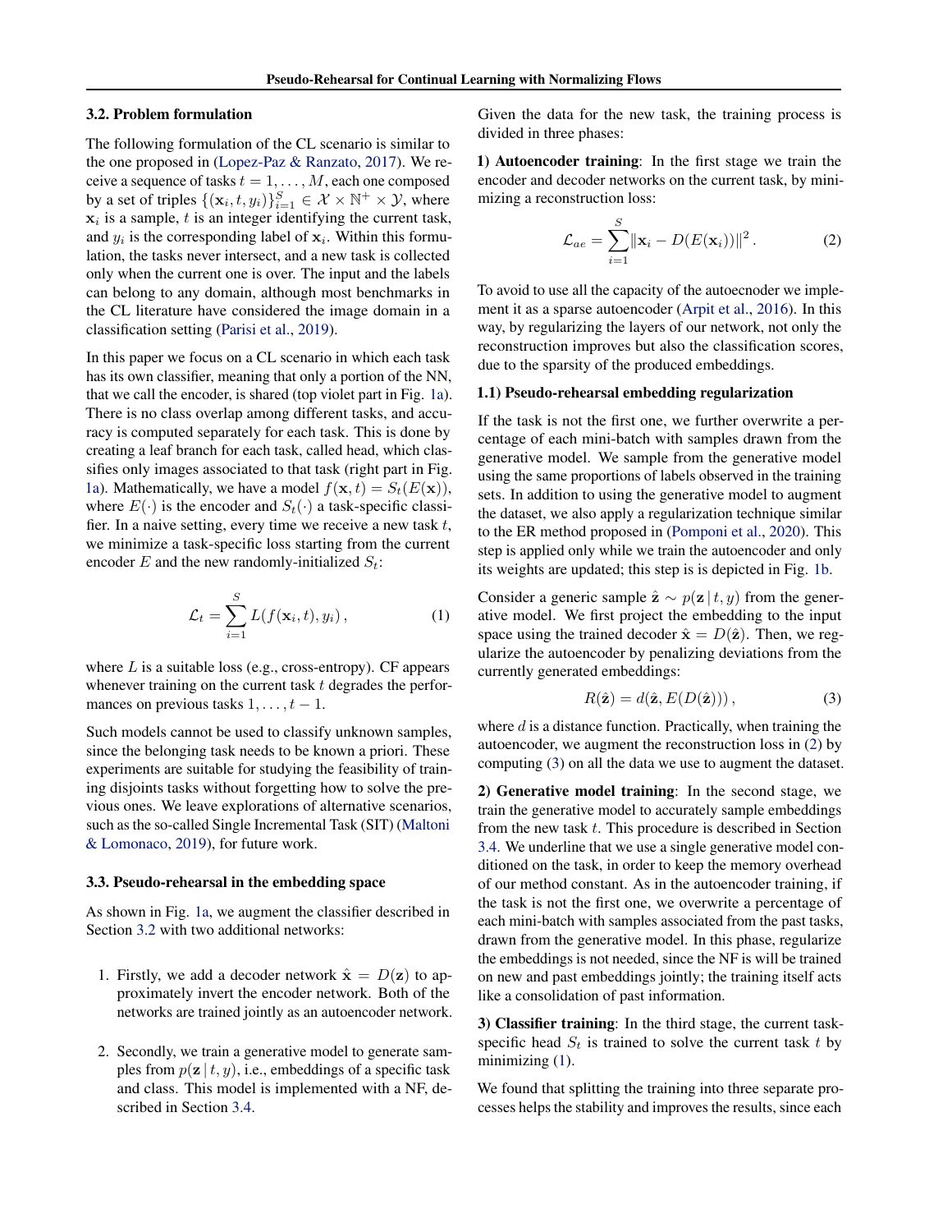### 3.2. Problem formulation

The following formulation of the CL scenario is similar to the one proposed in (Lopez-Paz & Ranzato, 2017). We receive a sequence of tasks $t = 1, \dots, M$, each one composed by a set of triples $\{(\mathbf{x}_i, t, y_i)\}_{i=1}^{S} \in \mathcal{X} \times \mathbb{N}^+ \times \mathcal{Y}$, where $\mathbf{x}_i$ is a sample, $t$ is an integer identifying the current task, and $y_i$ is the corresponding label of $\mathbf{x}_i$. Within this formulation, the tasks never intersect, and a new task is collected only when the current one is over. The input and the labels can belong to any domain, although most benchmarks in the CL literature have considered the image domain in a classification setting (Parisi et al., 2019).

In this paper we focus on a CL scenario in which each task has its own classifier, meaning that only a portion of the NN, that we call the encoder, is shared (top violet part in Fig. 1a). There is no class overlap among different tasks, and accuracy is computed separately for each task. This is done by creating a leaf branch for each task, called head, which classifies only images associated to that task (right part in Fig. 1a). Mathematically, we have a model $f(\mathbf{x}, t) = S_t(E(\mathbf{x}))$, where $E(\cdot)$ is the encoder and $S_t(\cdot)$ a task-specific classifier. In a naive setting, every time we receive a new task $t$, we minimize a task-specific loss starting from the current encoder $E$ and the new randomly-initialized $S_t$:

$$\mathcal{L}_t = \sum_{i=1}^{S} L(f(\mathbf{x}_i, t), y_i)\,, \tag{1}$$

where $L$ is a suitable loss (e.g., cross-entropy). CF appears whenever training on the current task $t$ degrades the performances on previous tasks $1, \dots, t-1$.

Such models cannot be used to classify unknown samples, since the belonging task needs to be known a priori. These experiments are suitable for studying the feasibility of training disjoints tasks without forgetting how to solve the previous ones. We leave explorations of alternative scenarios, such as the so-called Single Incremental Task (SIT) (Maltoni & Lomonaco, 2019), for future work.

### 3.3. Pseudo-rehearsal in the embedding space

As shown in Fig. 1a, we augment the classifier described in Section 3.2 with two additional networks:

1. Firstly, we add a decoder network $\hat{\mathbf{x}} = D(\mathbf{z})$ to approximately invert the encoder network. Both of the networks are trained jointly as an autoencoder network.

2. Secondly, we train a generative model to generate samples from $p(\mathbf{z} \,|\, t, y)$, i.e., embeddings of a specific task and class. This model is implemented with a NF, described in Section 3.4.

Given the data for the new task, the training process is divided in three phases:

**1) Autoencoder training**: In the first stage we train the encoder and decoder networks on the current task, by minimizing a reconstruction loss:

$$\mathcal{L}_{ae} = \sum_{i=1}^{S} \|\mathbf{x}_i - D(E(\mathbf{x}_i))\|^2\,. \tag{2}$$

To avoid to use all the capacity of the autoecnoder we implement it as a sparse autoencoder (Arpit et al., 2016). In this way, by regularizing the layers of our network, not only the reconstruction improves but also the classification scores, due to the sparsity of the produced embeddings.

**1.1) Pseudo-rehearsal embedding regularization**

If the task is not the first one, we further overwrite a percentage of each mini-batch with samples drawn from the generative model. We sample from the generative model using the same proportions of labels observed in the training sets. In addition to using the generative model to augment the dataset, we also apply a regularization technique similar to the ER method proposed in (Pomponi et al., 2020). This step is applied only while we train the autoencoder and only its weights are updated; this step is is depicted in Fig. 1b.

Consider a generic sample $\hat{\mathbf{z}} \sim p(\mathbf{z} \,|\, t, y)$ from the generative model. We first project the embedding to the input space using the trained decoder $\hat{\mathbf{x}} = D(\hat{\mathbf{z}})$. Then, we regularize the autoencoder by penalizing deviations from the currently generated embeddings:

$$R(\hat{\mathbf{z}}) = d(\hat{\mathbf{z}}, E(D(\hat{\mathbf{z}})))\,, \tag{3}$$

where $d$ is a distance function. Practically, when training the autoencoder, we augment the reconstruction loss in (2) by computing (3) on all the data we use to augment the dataset.

**2) Generative model training**: In the second stage, we train the generative model to accurately sample embeddings from the new task $t$. This procedure is described in Section 3.4. We underline that we use a single generative model conditioned on the task, in order to keep the memory overhead of our method constant. As in the autoencoder training, if the task is not the first one, we overwrite a percentage of each mini-batch with samples associated from the past tasks, drawn from the generative model. In this phase, regularize the embeddings is not needed, since the NF is will be trained on new and past embeddings jointly; the training itself acts like a consolidation of past information.

**3) Classifier training**: In the third stage, the current task-specific head $S_t$ is trained to solve the current task $t$ by minimizing (1).

We found that splitting the training into three separate processes helps the stability and improves the results, since each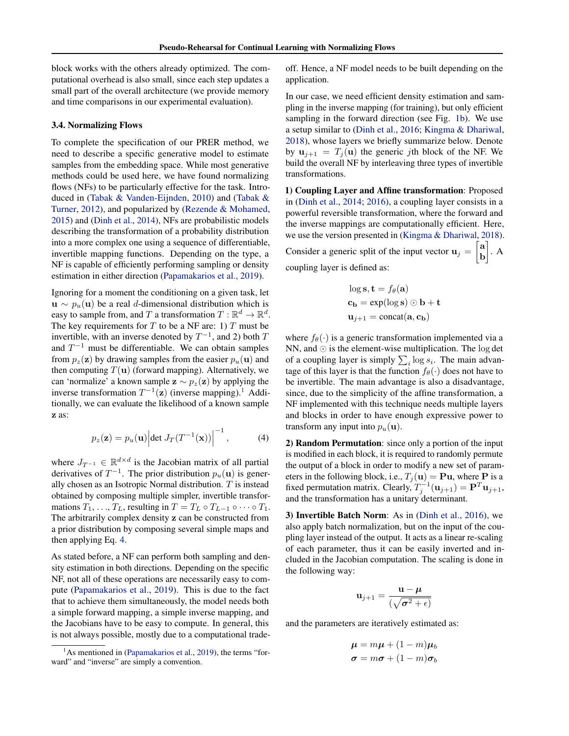block works with the others already optimized. The computational overhead is also small, since each step updates a small part of the overall architecture (we provide memory and time comparisons in our experimental evaluation).

### 3.4. Normalizing Flows

To complete the specification of our PRER method, we need to describe a specific generative model to estimate samples from the embedding space. While most generative methods could be used here, we have found normalizing flows (NFs) to be particularly effective for the task. Introduced in (Tabak & Vanden-Eijnden, 2010) and (Tabak & Turner, 2012), and popularized by (Rezende & Mohamed, 2015) and (Dinh et al., 2014), NFs are probabilistic models describing the transformation of a probability distribution into a more complex one using a sequence of differentiable, invertible mapping functions. Depending on the type, a NF is capable of efficiently performing sampling or density estimation in either direction (Papamakarios et al., 2019).

Ignoring for a moment the conditioning on a given task, let $\mathbf{u} \sim p_u(\mathbf{u})$ be a real $d$-dimensional distribution which is easy to sample from, and $T$ a transformation $T : \mathbb{R}^d \rightarrow \mathbb{R}^d$. The key requirements for $T$ to be a NF are: 1) $T$ must be invertible, with an inverse denoted by $T^{-1}$, and 2) both $T$ and $T^{-1}$ must be differentiable. We can obtain samples from $p_z(\mathbf{z})$ by drawing samples from the easier $p_u(\mathbf{u})$ and then computing $T(\mathbf{u})$ (forward mapping). Alternatively, we can 'normalize' a known sample $\mathbf{z} \sim p_z(\mathbf{z})$ by applying the inverse transformation $T^{-1}(\mathbf{z})$ (inverse mapping).[1] Additionally, we can evaluate the likelihood of a known sample $\mathbf{z}$ as:

$$p_z(\mathbf{z}) = p_u(\mathbf{u}) \left| \det J_T(T^{-1}(\mathbf{x})) \right|^{-1}, \tag{4}$$

where $J_{T^{-1}} \in \mathbb{R}^{d \times d}$ is the Jacobian matrix of all partial derivatives of $T^{-1}$. The prior distribution $p_u(\mathbf{u})$ is generally chosen as an Isotropic Normal distribution. $T$ is instead obtained by composing multiple simpler, invertible transformations $T_1, \ldots, T_L$, resulting in $T = T_L \circ T_{L-1} \circ \cdots \circ T_1$. The arbitrarily complex density $\mathbf{z}$ can be constructed from a prior distribution by composing several simple maps and then applying Eq. 4.

As stated before, a NF can perform both sampling and density estimation in both directions. Depending on the specific NF, not all of these operations are necessarily easy to compute (Papamakarios et al., 2019). This is due to the fact that to achieve them simultaneously, the model needs both a simple forward mapping, a simple inverse mapping, and the Jacobians have to be easy to compute. In general, this is not always possible, mostly due to a computational trade-off. Hence, a NF model needs to be built depending on the application.

In our case, we need efficient density estimation and sampling in the inverse mapping (for training), but only efficient sampling in the forward direction (see Fig. 1b). We use a setup similar to (Dinh et al., 2016; Kingma & Dhariwal, 2018), whose layers we briefly summarize below. Denote by $\mathbf{u}_{j+1} = T_j(\mathbf{u})$ the generic $j$th block of the NF. We build the overall NF by interleaving three types of invertible transformations.

**1) Coupling Layer and Affine transformation**: Proposed in (Dinh et al., 2014; 2016), a coupling layer consists in a powerful reversible transformation, where the forward and the inverse mappings are computationally efficient. Here, we use the version presented in (Kingma & Dhariwal, 2018). Consider a generic split of the input vector $\mathbf{u}_j = \begin{bmatrix} \mathbf{a} \\ \mathbf{b} \end{bmatrix}$. A coupling layer is defined as:

$$\begin{aligned}
\log \mathbf{s}, \mathbf{t} &= f_\theta(\mathbf{a}) \\
\mathbf{c_b} &= \exp(\log \mathbf{s}) \odot \mathbf{b} + \mathbf{t} \\
\mathbf{u}_{j+1} &= \text{concat}(\mathbf{a}, \mathbf{c_b})
\end{aligned}$$

where $f_\theta(\cdot)$ is a generic transformation implemented via a NN, and $\odot$ is the element-wise multiplication. The $\log \det$ of a coupling layer is simply $\sum_i \log s_i$. The main advantage of this layer is that the function $f_\theta(\cdot)$ does not have to be invertible. The main advantage is also a disadvantage, since, due to the simplicity of the affine transformation, a NF implemented with this technique needs multiple layers and blocks in order to have enough expressive power to transform any input into $p_u(\mathbf{u})$.

**2) Random Permutation**: since only a portion of the input is modified in each block, it is required to randomly permute the output of a block in order to modify a new set of parameters in the following block, i.e., $T_j(\mathbf{u}) = \mathbf{P}\mathbf{u}$, where $\mathbf{P}$ is a fixed permutation matrix. Clearly, $T_j^{-1}(\mathbf{u}_{j+1}) = \mathbf{P}^T \mathbf{u}_{j+1}$, and the transformation has a unitary determinant.

**3) Invertible Batch Norm**: As in (Dinh et al., 2016), we also apply batch normalization, but on the input of the coupling layer instead of the output. It acts as a linear re-scaling of each parameter, thus it can be easily inverted and included in the Jacobian computation. The scaling is done in the following way:

$$\mathbf{u}_{j+1} = \frac{\mathbf{u} - \boldsymbol{\mu}}{(\sqrt{\boldsymbol{\sigma}^2 + \epsilon})}$$

and the parameters are iteratively estimated as:

$$\begin{aligned}
\boldsymbol{\mu} &= m\boldsymbol{\mu} + (1 - m)\boldsymbol{\mu}_b \\
\boldsymbol{\sigma} &= m\boldsymbol{\sigma} + (1 - m)\boldsymbol{\sigma}_b
\end{aligned}$$

[1] As mentioned in (Papamakarios et al., 2019), the terms "forward" and "inverse" are simply a convention.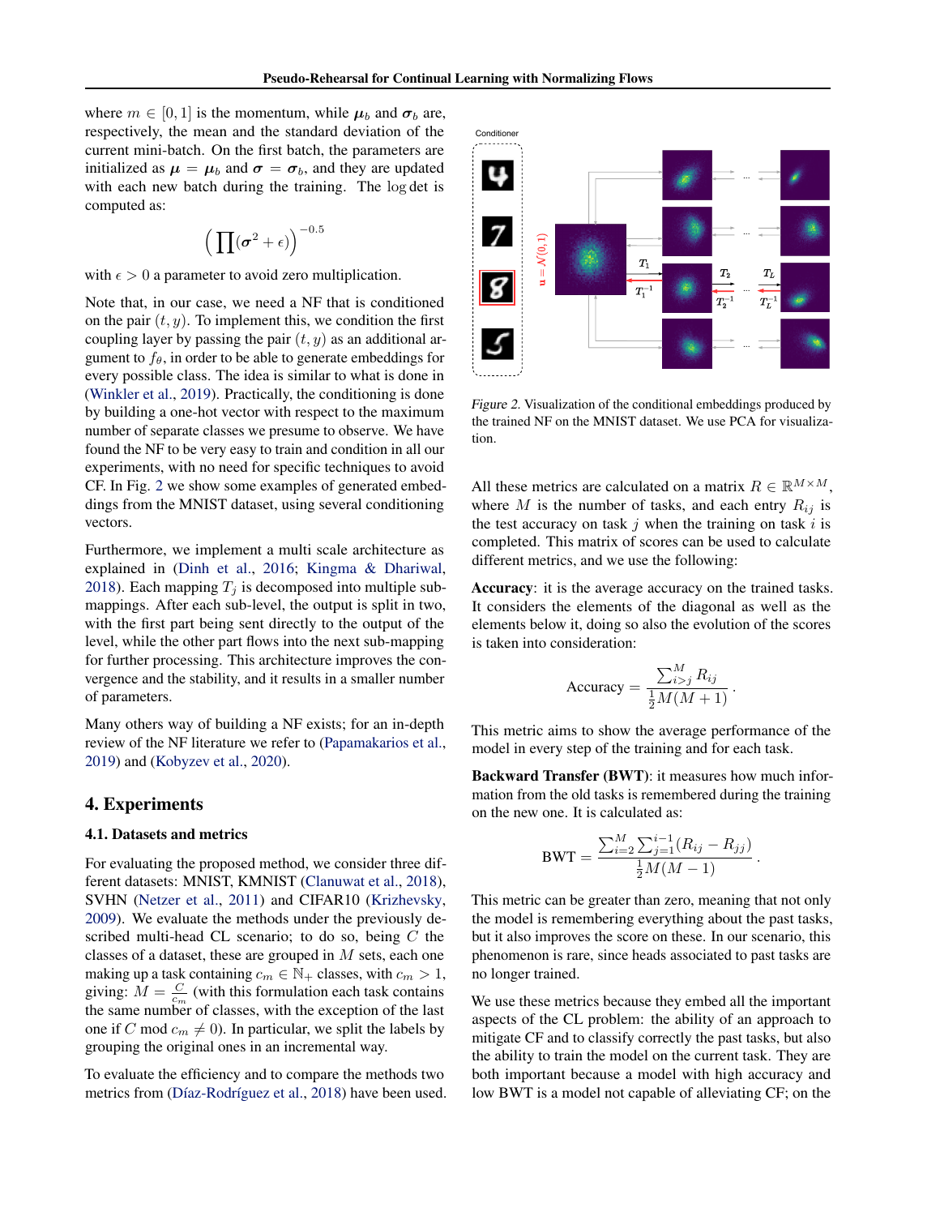where $m \in [0, 1]$ is the momentum, while $\boldsymbol{\mu}_b$ and $\boldsymbol{\sigma}_b$ are, respectively, the mean and the standard deviation of the current mini-batch. On the first batch, the parameters are initialized as $\boldsymbol{\mu} = \boldsymbol{\mu}_b$ and $\boldsymbol{\sigma} = \boldsymbol{\sigma}_b$, and they are updated with each new batch during the training. The $\log \det$ is computed as:

$$\left(\prod(\boldsymbol{\sigma}^2 + \epsilon)\right)^{-0.5}$$

with $\epsilon > 0$ a parameter to avoid zero multiplication.

Note that, in our case, we need a NF that is conditioned on the pair $(t, y)$. To implement this, we condition the first coupling layer by passing the pair $(t, y)$ as an additional argument to $f_\theta$, in order to be able to generate embeddings for every possible class. The idea is similar to what is done in (Winkler et al., 2019). Practically, the conditioning is done by building a one-hot vector with respect to the maximum number of separate classes we presume to observe. We have found the NF to be very easy to train and condition in all our experiments, with no need for specific techniques to avoid CF. In Fig. 2 we show some examples of generated embeddings from the MNIST dataset, using several conditioning vectors.

Furthermore, we implement a multi scale architecture as explained in (Dinh et al., 2016; Kingma & Dhariwal, 2018). Each mapping $T_j$ is decomposed into multiple sub-mappings. After each sub-level, the output is split in two, with the first part being sent directly to the output of the level, while the other part flows into the next sub-mapping for further processing. This architecture improves the convergence and the stability, and it results in a smaller number of parameters.

Many others way of building a NF exists; for an in-depth review of the NF literature we refer to (Papamakarios et al., 2019) and (Kobyzev et al., 2020).

Figure 2. Visualization of the conditional embeddings produced by the trained NF on the MNIST dataset. We use PCA for visualization.

## 4. Experiments

### 4.1. Datasets and metrics

For evaluating the proposed method, we consider three different datasets: MNIST, KMNIST (Clanuwat et al., 2018), SVHN (Netzer et al., 2011) and CIFAR10 (Krizhevsky, 2009). We evaluate the methods under the previously described multi-head CL scenario; to do so, being $C$ the classes of a dataset, these are grouped in $M$ sets, each one making up a task containing $c_m \in \mathbb{N}_+$ classes, with $c_m > 1$, giving: $M = \frac{C}{c_m}$ (with this formulation each task contains the same number of classes, with the exception of the last one if $C \bmod c_m \neq 0$). In particular, we split the labels by grouping the original ones in an incremental way.

To evaluate the efficiency and to compare the methods two metrics from (Díaz-Rodríguez et al., 2018) have been used. All these metrics are calculated on a matrix $R \in \mathbb{R}^{M \times M}$, where $M$ is the number of tasks, and each entry $R_{ij}$ is the test accuracy on task $j$ when the training on task $i$ is completed. This matrix of scores can be used to calculate different metrics, and we use the following:

**Accuracy**: it is the average accuracy on the trained tasks. It considers the elements of the diagonal as well as the elements below it, doing so also the evolution of the scores is taken into consideration:

$$\text{Accuracy} = \frac{\sum_{i>j}^{M} R_{ij}}{\frac{1}{2}M(M+1)}.$$

This metric aims to show the average performance of the model in every step of the training and for each task.

**Backward Transfer (BWT)**: it measures how much information from the old tasks is remembered during the training on the new one. It is calculated as:

$$\text{BWT} = \frac{\sum_{i=2}^{M}\sum_{j=1}^{i-1}(R_{ij} - R_{jj})}{\frac{1}{2}M(M-1)}.$$

This metric can be greater than zero, meaning that not only the model is remembering everything about the past tasks, but it also improves the score on these. In our scenario, this phenomenon is rare, since heads associated to past tasks are no longer trained.

We use these metrics because they embed all the important aspects of the CL problem: the ability of an approach to mitigate CF and to classify correctly the past tasks, but also the ability to train the model on the current task. They are both important because a model with high accuracy and low BWT is a model not capable of alleviating CF; on the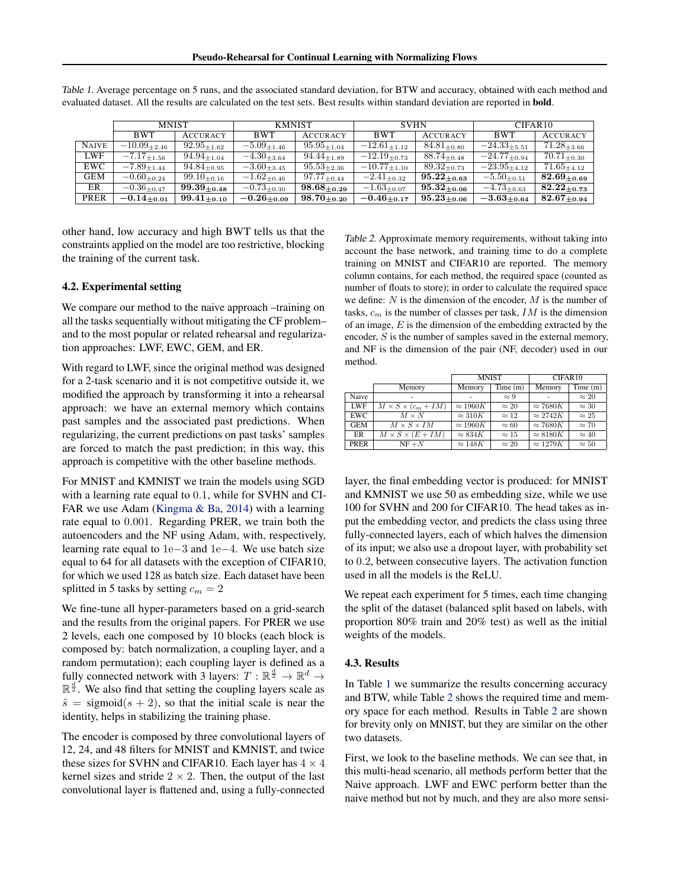Table 1. Average percentage on 5 runs, and the associated standard deviation, for BTW and accuracy, obtained with each method and evaluated dataset. All the results are calculated on the test sets. Best results within standard deviation are reported in **bold**.

| | MNIST | | KMNIST | | SVHN | | CIFAR10 | |
|---|---|---|---|---|---|---|---|---|
| | BWT | ACCURACY | BWT | ACCURACY | BWT | ACCURACY | BWT | ACCURACY |
| NAIVE | $-10.09_{\pm 2.46}$ | $92.95_{\pm 1.62}$ | $-5.09_{\pm 1.46}$ | $95.95_{\pm 1.04}$ | $-12.61_{\pm 1.12}$ | $84.81_{\pm 0.80}$ | $-24.33_{\pm 5.51}$ | $71.28_{\pm 3.66}$ |
| LWF | $-7.17_{\pm 1.56}$ | $94.94_{\pm 1.04}$ | $-4.30_{\pm 3.64}$ | $94.44_{\pm 1.89}$ | $-12.19_{\pm 0.73}$ | $88.74_{\pm 0.48}$ | $-24.77_{\pm 0.94}$ | $70.71_{\pm 0.30}$ |
| EWC | $-7.89_{\pm 1.44}$ | $94.84_{\pm 0.95}$ | $-3.60_{\pm 3.45}$ | $95.53_{\pm 2.36}$ | $-10.77_{\pm 1.10}$ | $89.32_{\pm 0.73}$ | $-23.95_{\pm 4.12}$ | $71.65_{\pm 4.12}$ |
| GEM | $-0.60_{\pm 0.24}$ | $99.10_{\pm 0.16}$ | $-1.62_{\pm 0.46}$ | $97.77_{\pm 0.44}$ | $-2.41_{\pm 0.32}$ | $\mathbf{95.22_{\pm 0.63}}$ | $-5.50_{\pm 0.51}$ | $\mathbf{82.69_{\pm 0.69}}$ |
| ER | $-0.36_{\pm 0.47}$ | $\mathbf{99.39_{\pm 0.48}}$ | $-0.73_{\pm 0.30}$ | $\mathbf{98.68_{\pm 0.29}}$ | $-1.63_{\pm 0.07}$ | $\mathbf{95.32_{\pm 0.06}}$ | $-4.73_{\pm 0.63}$ | $\mathbf{82.22_{\pm 0.73}}$ |
| PRER | $\mathbf{-0.14_{\pm 0.01}}$ | $\mathbf{99.41_{\pm 0.10}}$ | $\mathbf{-0.26_{\pm 0.09}}$ | $\mathbf{98.70_{\pm 0.20}}$ | $\mathbf{-0.46_{\pm 0.17}}$ | $\mathbf{95.23_{\pm 0.06}}$ | $\mathbf{-3.63_{\pm 0.64}}$ | $\mathbf{82.67_{\pm 0.94}}$ |

other hand, low accuracy and high BWT tells us that the constraints applied on the model are too restrictive, blocking the training of the current task.

### 4.2. Experimental setting

We compare our method to the naive approach –training on all the tasks sequentially without mitigating the CF problem– and to the most popular or related rehearsal and regularization approaches: LWF, EWC, GEM, and ER.

With regard to LWF, since the original method was designed for a 2-task scenario and it is not competitive outside it, we modified the approach by transforming it into a rehearsal approach: we have an external memory which contains past samples and the associated past predictions. When regularizing, the current predictions on past tasks' samples are forced to match the past prediction; in this way, this approach is competitive with the other baseline methods.

For MNIST and KMNIST we train the models using SGD with a learning rate equal to $0.1$, while for SVHN and CIFAR we use Adam (Kingma & Ba, 2014) with a learning rate equal to $0.001$. Regarding PRER, we train both the autoencoders and the NF using Adam, with, respectively, learning rate equal to $1\mathrm{e}{-3}$ and $1\mathrm{e}{-4}$. We use batch size equal to 64 for all datasets with the exception of CIFAR10, for which we used 128 as batch size. Each dataset have been splitted in 5 tasks by setting $c_m = 2$

We fine-tune all hyper-parameters based on a grid-search and the results from the original papers. For PRER we use 2 levels, each one composed by 10 blocks (each block is composed by: batch normalization, a coupling layer, and a random permutation); each coupling layer is defined as a fully connected network with 3 layers: $T : \mathbb{R}^{\frac{d}{2}} \to \mathbb{R}^d \to \mathbb{R}^{\frac{d}{2}}$. We also find that setting the coupling layers scale as $\tilde{s} = \text{sigmoid}(s + 2)$, so that the initial scale is near the identity, helps in stabilizing the training phase.

The encoder is composed by three convolutional layers of 12, 24, and 48 filters for MNIST and KMNIST, and twice these sizes for SVHN and CIFAR10. Each layer has $4 \times 4$ kernel sizes and stride $2 \times 2$. Then, the output of the last convolutional layer is flattened and, using a fully-connected layer, the final embedding vector is produced: for MNIST and KMNIST we use 50 as embedding size, while we use 100 for SVHN and 200 for CIFAR10. The head takes as input the embedding vector, and predicts the class using three fully-connected layers, each of which halves the dimension of its input; we also use a dropout layer, with probability set to $0.2$, between consecutive layers. The activation function used in all the models is the ReLU.

Table 2. Approximate memory requirements, without taking into account the base network, and training time to do a complete training on MNIST and CIFAR10 are reported. The memory column contains, for each method, the required space (counted as number of floats to store); in order to calculate the required space we define: $N$ is the dimension of the encoder, $M$ is the number of tasks, $c_m$ is the number of classes per task, $IM$ is the dimension of an image, $E$ is the dimension of the embedding extracted by the encoder, $S$ is the number of samples saved in the external memory, and NF is the dimension of the pair (NF, decoder) used in our method.

| | | MNIST | | CIFAR10 | |
|---|---|---|---|---|---|
| | Memory | Memory | Time (m) | Memory | Time (m) |
| Naive | - | - | $\approx 9$ | - | $\approx 20$ |
| LWF | $M \times S \times (c_m + IM)$ | $\approx 1960K$ | $\approx 20$ | $\approx 7680K$ | $\approx 30$ |
| EWC | $M \times N$ | $\approx 310K$ | $\approx 12$ | $\approx 2742K$ | $\approx 25$ |
| GEM | $M \times S \times IM$ | $\approx 1960K$ | $\approx 60$ | $\approx 7680K$ | $\approx 70$ |
| ER | $M \times S \times (E + IM)$ | $\approx 834K$ | $\approx 15$ | $\approx 8180K$ | $\approx 40$ |
| PRER | NF $+ N$ | $\approx 148K$ | $\approx 20$ | $\approx 1279K$ | $\approx 50$ |

We repeat each experiment for 5 times, each time changing the split of the dataset (balanced split based on labels, with proportion 80% train and 20% test) as well as the initial weights of the models.

### 4.3. Results

In Table 1 we summarize the results concerning accuracy and BTW, while Table 2 shows the required time and memory space for each method. Results in Table 2 are shown for brevity only on MNIST, but they are similar on the other two datasets.

First, we look to the baseline methods. We can see that, in this multi-head scenario, all methods perform better that the Naive approach. LWF and EWC perform better than the naive method but not by much, and they are also more sensi-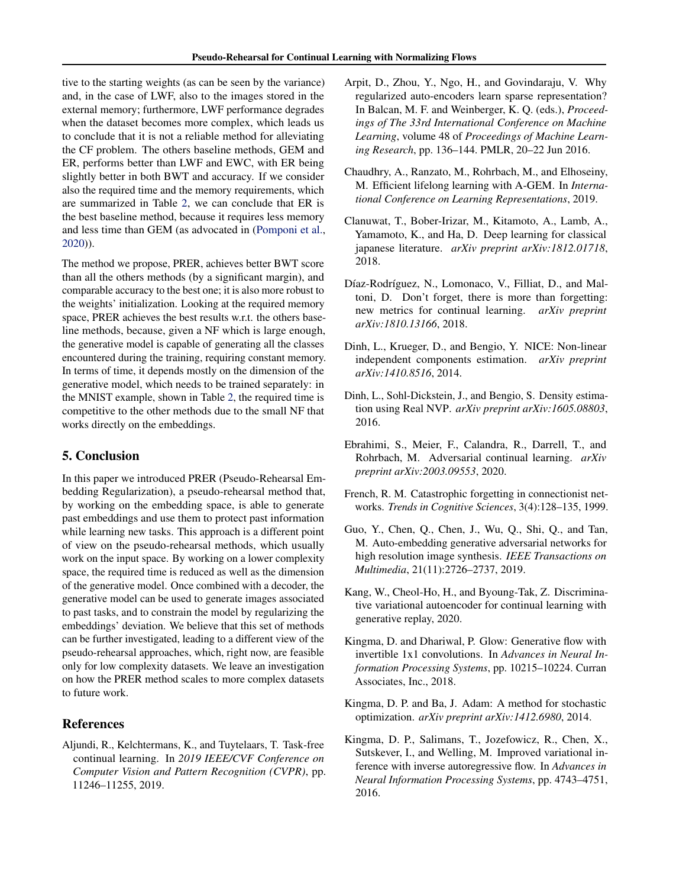tive to the starting weights (as can be seen by the variance) and, in the case of LWF, also to the images stored in the external memory; furthermore, LWF performance degrades when the dataset becomes more complex, which leads us to conclude that it is not a reliable method for alleviating the CF problem. The others baseline methods, GEM and ER, performs better than LWF and EWC, with ER being slightly better in both BWT and accuracy. If we consider also the required time and the memory requirements, which are summarized in Table 2, we can conclude that ER is the best baseline method, because it requires less memory and less time than GEM (as advocated in (Pomponi et al., 2020)).

The method we propose, PRER, achieves better BWT score than all the others methods (by a significant margin), and comparable accuracy to the best one; it is also more robust to the weights' initialization. Looking at the required memory space, PRER achieves the best results w.r.t. the others baseline methods, because, given a NF which is large enough, the generative model is capable of generating all the classes encountered during the training, requiring constant memory. In terms of time, it depends mostly on the dimension of the generative model, which needs to be trained separately: in the MNIST example, shown in Table 2, the required time is competitive to the other methods due to the small NF that works directly on the embeddings.

## 5. Conclusion

In this paper we introduced PRER (Pseudo-Rehearsal Embedding Regularization), a pseudo-rehearsal method that, by working on the embedding space, is able to generate past embeddings and use them to protect past information while learning new tasks. This approach is a different point of view on the pseudo-rehearsal methods, which usually work on the input space. By working on a lower complexity space, the required time is reduced as well as the dimension of the generative model. Once combined with a decoder, the generative model can be used to generate images associated to past tasks, and to constrain the model by regularizing the embeddings' deviation. We believe that this set of methods can be further investigated, leading to a different view of the pseudo-rehearsal approaches, which, right now, are feasible only for low complexity datasets. We leave an investigation on how the PRER method scales to more complex datasets to future work.

## References

Aljundi, R., Kelchtermans, K., and Tuytelaars, T. Task-free continual learning. In *2019 IEEE/CVF Conference on Computer Vision and Pattern Recognition (CVPR)*, pp. 11246–11255, 2019.

Arpit, D., Zhou, Y., Ngo, H., and Govindaraju, V. Why regularized auto-encoders learn sparse representation? In Balcan, M. F. and Weinberger, K. Q. (eds.), *Proceedings of The 33rd International Conference on Machine Learning*, volume 48 of *Proceedings of Machine Learning Research*, pp. 136–144. PMLR, 20–22 Jun 2016.

Chaudhry, A., Ranzato, M., Rohrbach, M., and Elhoseiny, M. Efficient lifelong learning with A-GEM. In *International Conference on Learning Representations*, 2019.

Clanuwat, T., Bober-Irizar, M., Kitamoto, A., Lamb, A., Yamamoto, K., and Ha, D. Deep learning for classical japanese literature. *arXiv preprint arXiv:1812.01718*, 2018.

Díaz-Rodríguez, N., Lomonaco, V., Filliat, D., and Maltoni, D. Don't forget, there is more than forgetting: new metrics for continual learning. *arXiv preprint arXiv:1810.13166*, 2018.

Dinh, L., Krueger, D., and Bengio, Y. NICE: Non-linear independent components estimation. *arXiv preprint arXiv:1410.8516*, 2014.

Dinh, L., Sohl-Dickstein, J., and Bengio, S. Density estimation using Real NVP. *arXiv preprint arXiv:1605.08803*, 2016.

Ebrahimi, S., Meier, F., Calandra, R., Darrell, T., and Rohrbach, M. Adversarial continual learning. *arXiv preprint arXiv:2003.09553*, 2020.

French, R. M. Catastrophic forgetting in connectionist networks. *Trends in Cognitive Sciences*, 3(4):128–135, 1999.

Guo, Y., Chen, Q., Chen, J., Wu, Q., Shi, Q., and Tan, M. Auto-embedding generative adversarial networks for high resolution image synthesis. *IEEE Transactions on Multimedia*, 21(11):2726–2737, 2019.

Kang, W., Cheol-Ho, H., and Byoung-Tak, Z. Discriminative variational autoencoder for continual learning with generative replay, 2020.

Kingma, D. and Dhariwal, P. Glow: Generative flow with invertible 1x1 convolutions. In *Advances in Neural Information Processing Systems*, pp. 10215–10224. Curran Associates, Inc., 2018.

Kingma, D. P. and Ba, J. Adam: A method for stochastic optimization. *arXiv preprint arXiv:1412.6980*, 2014.

Kingma, D. P., Salimans, T., Jozefowicz, R., Chen, X., Sutskever, I., and Welling, M. Improved variational inference with inverse autoregressive flow. In *Advances in Neural Information Processing Systems*, pp. 4743–4751, 2016.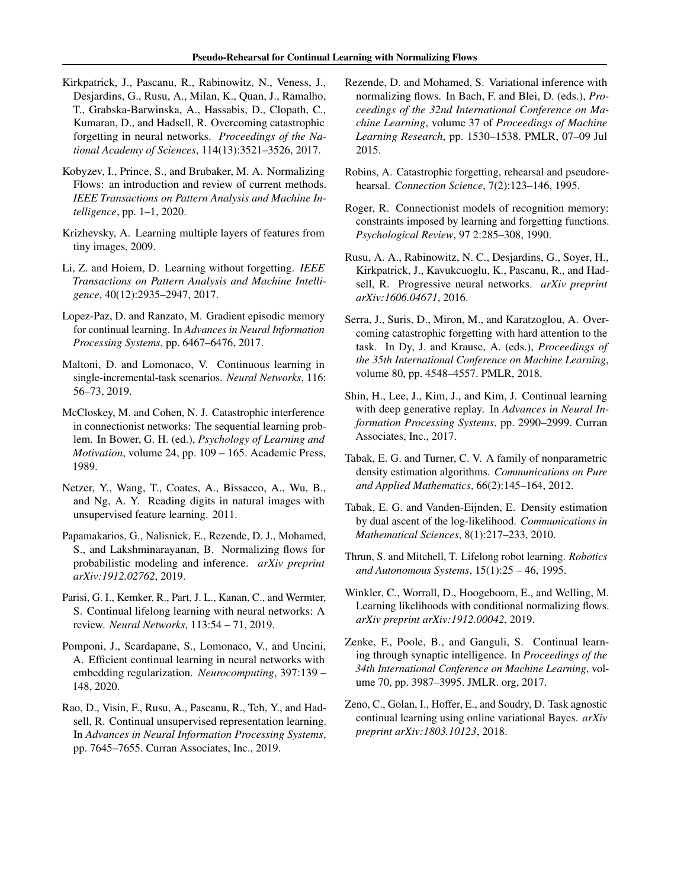Kirkpatrick, J., Pascanu, R., Rabinowitz, N., Veness, J., Desjardins, G., Rusu, A., Milan, K., Quan, J., Ramalho, T., Grabska-Barwinska, A., Hassabis, D., Clopath, C., Kumaran, D., and Hadsell, R. Overcoming catastrophic forgetting in neural networks. *Proceedings of the National Academy of Sciences*, 114(13):3521–3526, 2017.

Kobyzev, I., Prince, S., and Brubaker, M. A. Normalizing Flows: an introduction and review of current methods. *IEEE Transactions on Pattern Analysis and Machine Intelligence*, pp. 1–1, 2020.

Krizhevsky, A. Learning multiple layers of features from tiny images, 2009.

Li, Z. and Hoiem, D. Learning without forgetting. *IEEE Transactions on Pattern Analysis and Machine Intelligence*, 40(12):2935–2947, 2017.

Lopez-Paz, D. and Ranzato, M. Gradient episodic memory for continual learning. In *Advances in Neural Information Processing Systems*, pp. 6467–6476, 2017.

Maltoni, D. and Lomonaco, V. Continuous learning in single-incremental-task scenarios. *Neural Networks*, 116: 56–73, 2019.

McCloskey, M. and Cohen, N. J. Catastrophic interference in connectionist networks: The sequential learning problem. In Bower, G. H. (ed.), *Psychology of Learning and Motivation*, volume 24, pp. 109 – 165. Academic Press, 1989.

Netzer, Y., Wang, T., Coates, A., Bissacco, A., Wu, B., and Ng, A. Y. Reading digits in natural images with unsupervised feature learning. 2011.

Papamakarios, G., Nalisnick, E., Rezende, D. J., Mohamed, S., and Lakshminarayanan, B. Normalizing flows for probabilistic modeling and inference. *arXiv preprint arXiv:1912.02762*, 2019.

Parisi, G. I., Kemker, R., Part, J. L., Kanan, C., and Wermter, S. Continual lifelong learning with neural networks: A review. *Neural Networks*, 113:54 – 71, 2019.

Pomponi, J., Scardapane, S., Lomonaco, V., and Uncini, A. Efficient continual learning in neural networks with embedding regularization. *Neurocomputing*, 397:139 – 148, 2020.

Rao, D., Visin, F., Rusu, A., Pascanu, R., Teh, Y., and Hadsell, R. Continual unsupervised representation learning. In *Advances in Neural Information Processing Systems*, pp. 7645–7655. Curran Associates, Inc., 2019.

Rezende, D. and Mohamed, S. Variational inference with normalizing flows. In Bach, F. and Blei, D. (eds.), *Proceedings of the 32nd International Conference on Machine Learning*, volume 37 of *Proceedings of Machine Learning Research*, pp. 1530–1538. PMLR, 07–09 Jul 2015.

Robins, A. Catastrophic forgetting, rehearsal and pseudorehearsal. *Connection Science*, 7(2):123–146, 1995.

Roger, R. Connectionist models of recognition memory: constraints imposed by learning and forgetting functions. *Psychological Review*, 97 2:285–308, 1990.

Rusu, A. A., Rabinowitz, N. C., Desjardins, G., Soyer, H., Kirkpatrick, J., Kavukcuoglu, K., Pascanu, R., and Hadsell, R. Progressive neural networks. *arXiv preprint arXiv:1606.04671*, 2016.

Serra, J., Suris, D., Miron, M., and Karatzoglou, A. Overcoming catastrophic forgetting with hard attention to the task. In Dy, J. and Krause, A. (eds.), *Proceedings of the 35th International Conference on Machine Learning*, volume 80, pp. 4548–4557. PMLR, 2018.

Shin, H., Lee, J., Kim, J., and Kim, J. Continual learning with deep generative replay. In *Advances in Neural Information Processing Systems*, pp. 2990–2999. Curran Associates, Inc., 2017.

Tabak, E. G. and Turner, C. V. A family of nonparametric density estimation algorithms. *Communications on Pure and Applied Mathematics*, 66(2):145–164, 2012.

Tabak, E. G. and Vanden-Eijnden, E. Density estimation by dual ascent of the log-likelihood. *Communications in Mathematical Sciences*, 8(1):217–233, 2010.

Thrun, S. and Mitchell, T. Lifelong robot learning. *Robotics and Autonomous Systems*, 15(1):25 – 46, 1995.

Winkler, C., Worrall, D., Hoogeboom, E., and Welling, M. Learning likelihoods with conditional normalizing flows. *arXiv preprint arXiv:1912.00042*, 2019.

Zenke, F., Poole, B., and Ganguli, S. Continual learning through synaptic intelligence. In *Proceedings of the 34th International Conference on Machine Learning*, volume 70, pp. 3987–3995. JMLR. org, 2017.

Zeno, C., Golan, I., Hoffer, E., and Soudry, D. Task agnostic continual learning using online variational Bayes. *arXiv preprint arXiv:1803.10123*, 2018.